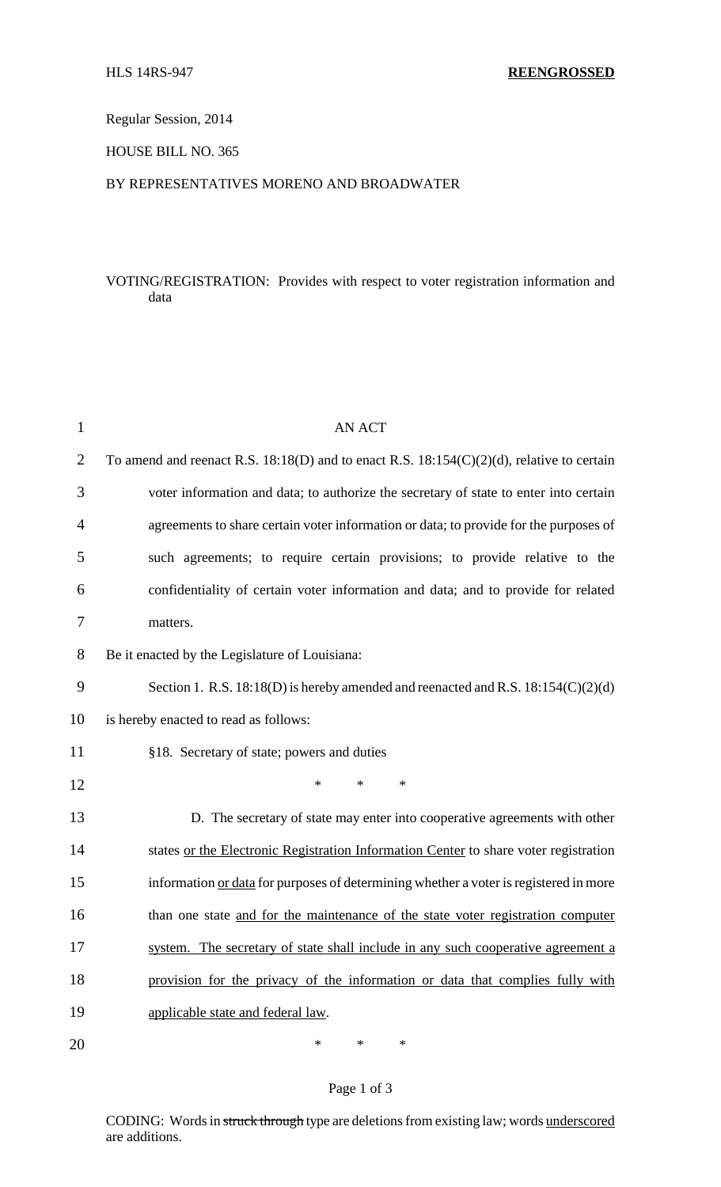HLS 14RS-947 **REENGROSSED**

Regular Session, 2014

HOUSE BILL NO. 365

BY REPRESENTATIVES MORENO AND BROADWATER

VOTING/REGISTRATION: Provides with respect to voter registration information and data

AN ACT

To amend and reenact R.S. 18:18(D) and to enact R.S. 18:154(C)(2)(d), relative to certain voter information and data; to authorize the secretary of state to enter into certain agreements to share certain voter information or data; to provide for the purposes of such agreements; to require certain provisions; to provide relative to the confidentiality of certain voter information and data; and to provide for related matters.

Be it enacted by the Legislature of Louisiana:

Section 1. R.S. 18:18(D) is hereby amended and reenacted and R.S. 18:154(C)(2)(d) is hereby enacted to read as follows:

§18. Secretary of state; powers and duties

\* \* \*

D. The secretary of state may enter into cooperative agreements with other states <u>or the Electronic Registration Information Center</u> to share voter registration information <u>or data</u> for purposes of determining whether a voter is registered in more than one state <u>and for the maintenance of the state voter registration computer system. The secretary of state shall include in any such cooperative agreement a provision for the privacy of the information or data that complies fully with applicable state and federal law</u>.

\* \* \*

CODING: Words in ~~struck through~~ type are deletions from existing law; words <u>underscored</u> are additions.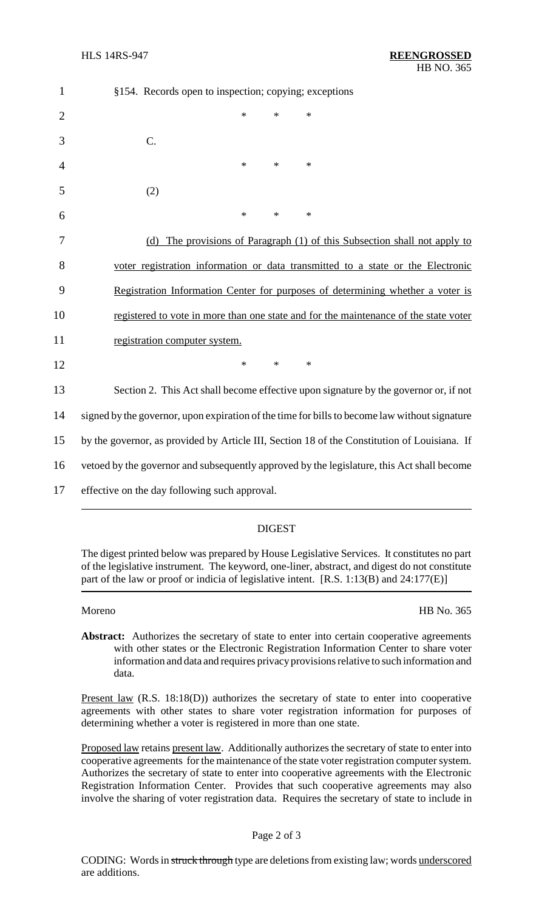§154. Records open to inspection; copying; exceptions

\* \* \*

C.

\* \* \*

(2)

\* \* \*

<u>(d) The provisions of Paragraph (1) of this Subsection shall not apply to voter registration information or data transmitted to a state or the Electronic Registration Information Center for purposes of determining whether a voter is registered to vote in more than one state and for the maintenance of the state voter registration computer system.</u>

\* \* \*

Section 2. This Act shall become effective upon signature by the governor or, if not signed by the governor, upon expiration of the time for bills to become law without signature by the governor, as provided by Article III, Section 18 of the Constitution of Louisiana. If vetoed by the governor and subsequently approved by the legislature, this Act shall become effective on the day following such approval.

---

## DIGEST

The digest printed below was prepared by House Legislative Services. It constitutes no part of the legislative instrument. The keyword, one-liner, abstract, and digest do not constitute part of the law or proof or indicia of legislative intent. [R.S. 1:13(B) and 24:177(E)]

Moreno HB No. 365

**Abstract:** Authorizes the secretary of state to enter into certain cooperative agreements with other states or the Electronic Registration Information Center to share voter information and data and requires privacy provisions relative to such information and data.

<u>Present law</u> (R.S. 18:18(D)) authorizes the secretary of state to enter into cooperative agreements with other states to share voter registration information for purposes of determining whether a voter is registered in more than one state.

<u>Proposed law</u> retains <u>present law</u>. Additionally authorizes the secretary of state to enter into cooperative agreements for the maintenance of the state voter registration computer system. Authorizes the secretary of state to enter into cooperative agreements with the Electronic Registration Information Center. Provides that such cooperative agreements may also involve the sharing of voter registration data. Requires the secretary of state to include in

CODING: Words in ~~struck through~~ type are deletions from existing law; words <u>underscored</u> are additions.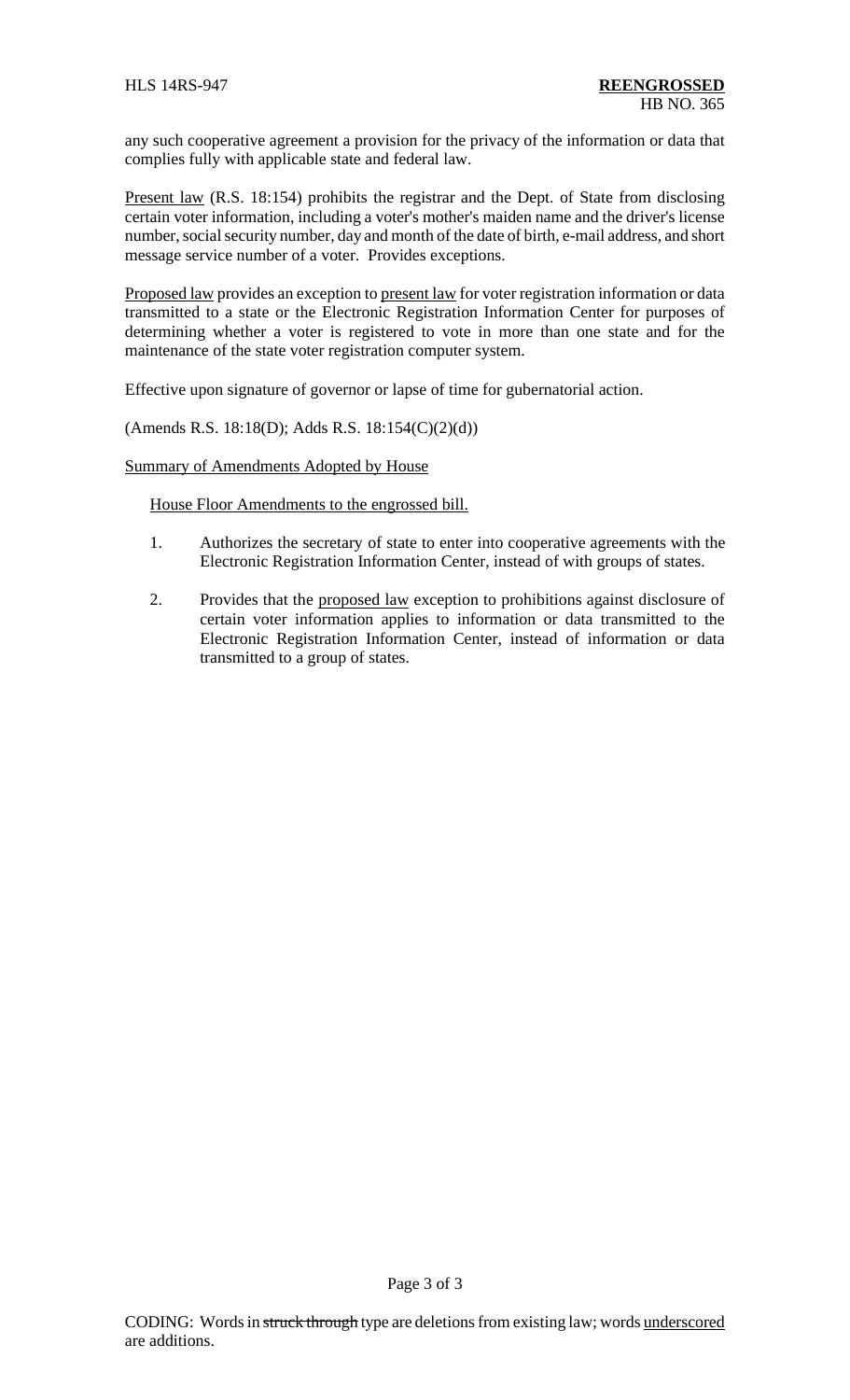any such cooperative agreement a provision for the privacy of the information or data that complies fully with applicable state and federal law.

<u>Present law</u> (R.S. 18:154) prohibits the registrar and the Dept. of State from disclosing certain voter information, including a voter's mother's maiden name and the driver's license number, social security number, day and month of the date of birth, e-mail address, and short message service number of a voter. Provides exceptions.

<u>Proposed law</u> provides an exception to <u>present law</u> for voter registration information or data transmitted to a state or the Electronic Registration Information Center for purposes of determining whether a voter is registered to vote in more than one state and for the maintenance of the state voter registration computer system.

Effective upon signature of governor or lapse of time for gubernatorial action.

(Amends R.S. 18:18(D); Adds R.S. 18:154(C)(2)(d))

<u>Summary of Amendments Adopted by House</u>

<u>House Floor Amendments to the engrossed bill.</u>

1. Authorizes the secretary of state to enter into cooperative agreements with the Electronic Registration Information Center, instead of with groups of states.

2. Provides that the <u>proposed law</u> exception to prohibitions against disclosure of certain voter information applies to information or data transmitted to the Electronic Registration Information Center, instead of information or data transmitted to a group of states.